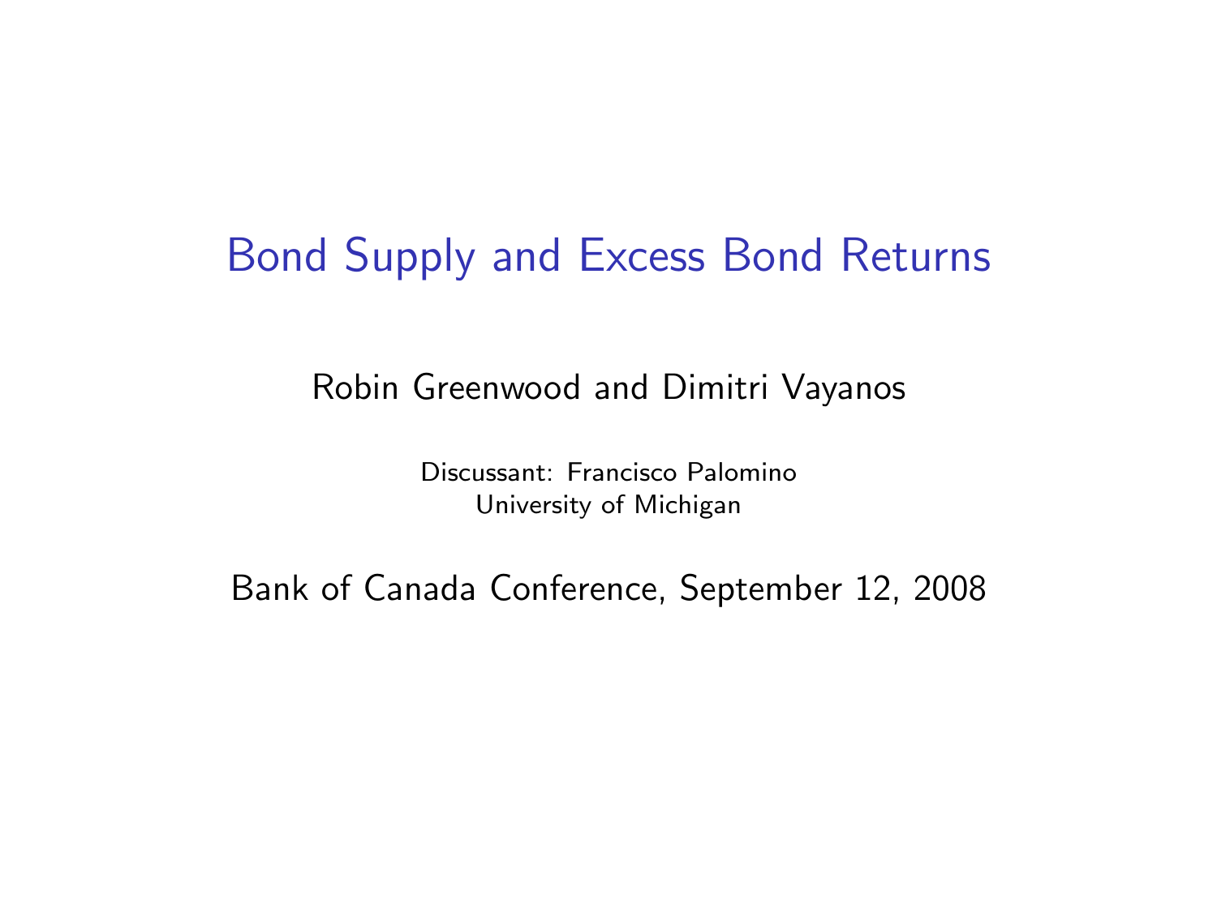# Bond Supply and Excess Bond Returns

Robin Greenwood and Dimitri Vayanos

Discussant: Francisco Palomino
University of Michigan

Bank of Canada Conference, September 12, 2008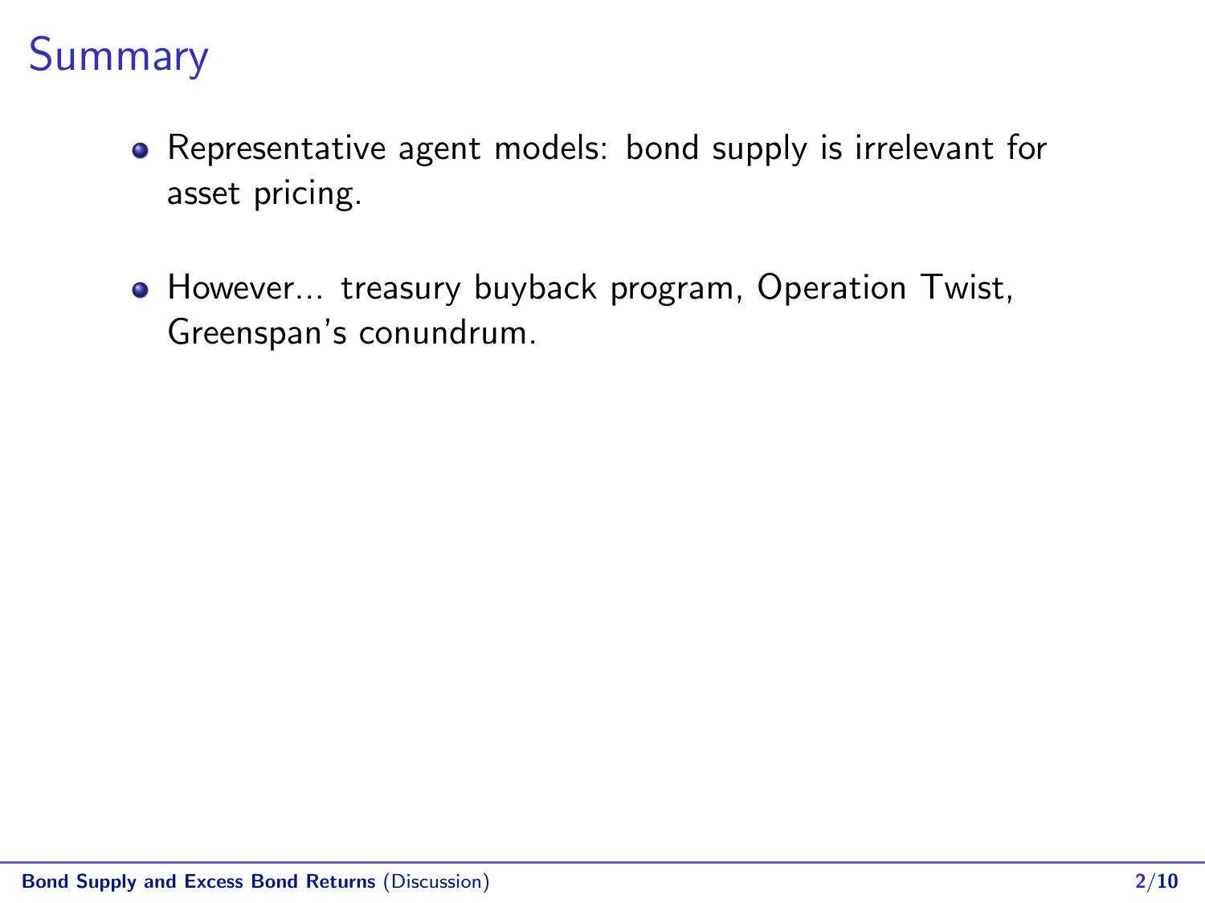# Summary

- Representative agent models: bond supply is irrelevant for asset pricing.

- However... treasury buyback program, Operation Twist, Greenspan's conundrum.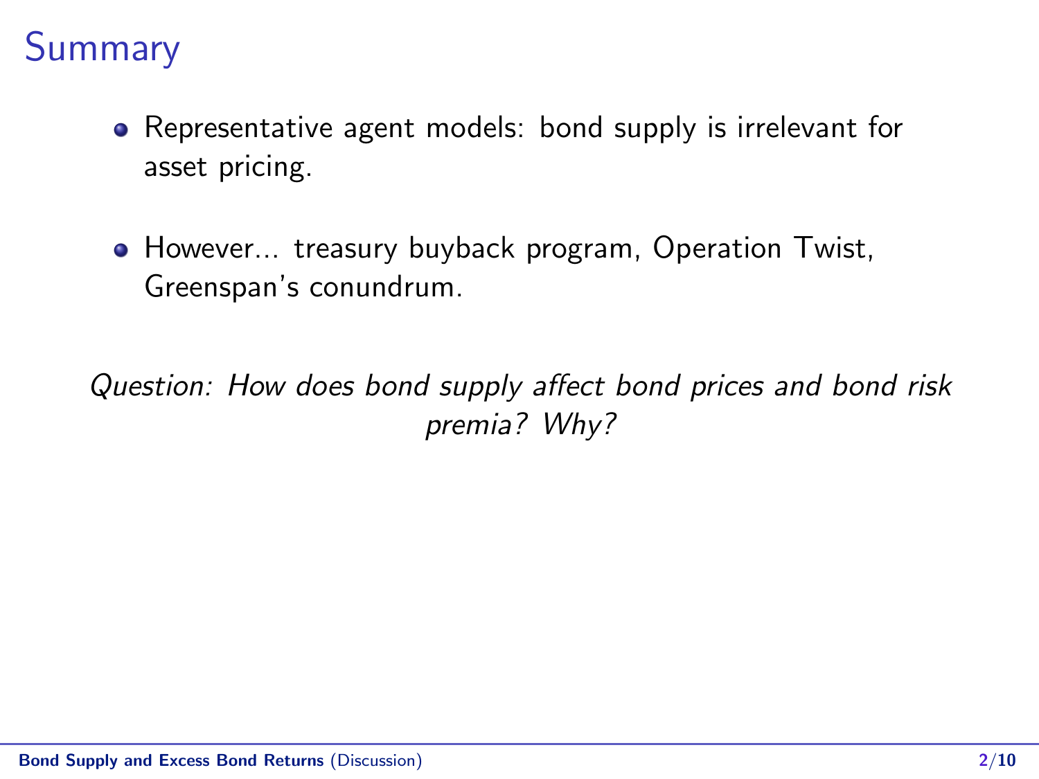# Summary

- Representative agent models: bond supply is irrelevant for asset pricing.
- However... treasury buyback program, Operation Twist, Greenspan's conundrum.

*Question: How does bond supply affect bond prices and bond risk premia? Why?*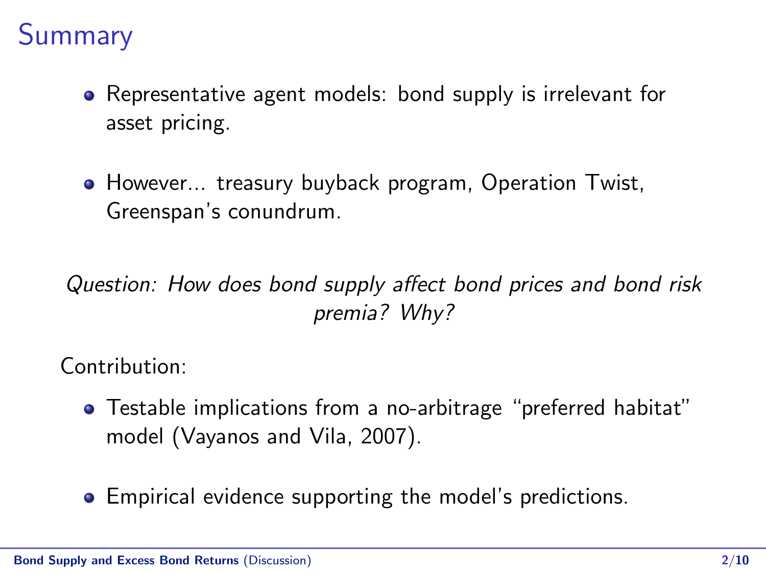# Summary

- Representative agent models: bond supply is irrelevant for asset pricing.
- However... treasury buyback program, Operation Twist, Greenspan's conundrum.

*Question: How does bond supply affect bond prices and bond risk premia? Why?*

Contribution:

- Testable implications from a no-arbitrage "preferred habitat" model (Vayanos and Vila, 2007).
- Empirical evidence supporting the model's predictions.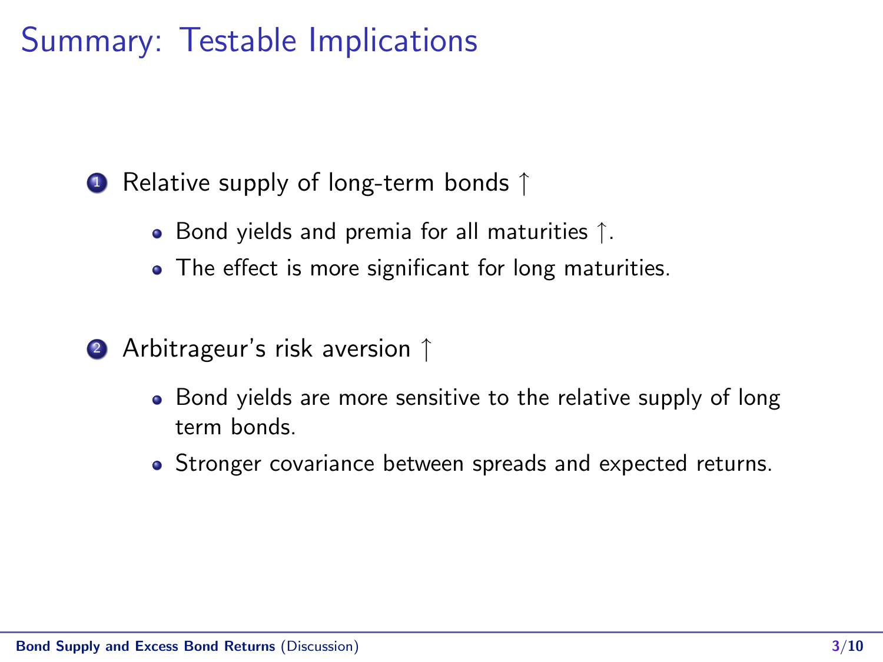# Summary: Testable Implications

1. Relative supply of long-term bonds ↑
   - Bond yields and premia for all maturities ↑.
   - The effect is more significant for long maturities.

2. Arbitrageur's risk aversion ↑
   - Bond yields are more sensitive to the relative supply of long term bonds.
   - Stronger covariance between spreads and expected returns.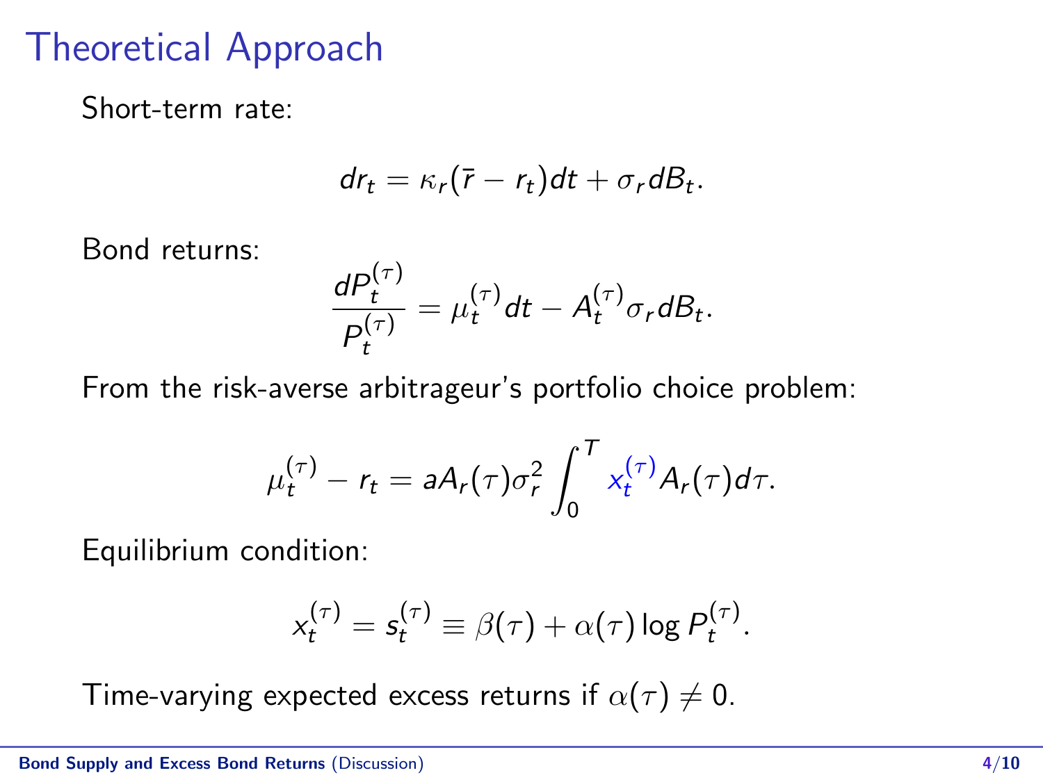# Theoretical Approach

Short-term rate:

$$dr_t = \kappa_r(\bar{r} - r_t)dt + \sigma_r dB_t.$$

Bond returns:

$$\frac{dP_t^{(\tau)}}{P_t^{(\tau)}} = \mu_t^{(\tau)} dt - A_t^{(\tau)} \sigma_r dB_t.$$

From the risk-averse arbitrageur's portfolio choice problem:

$$\mu_t^{(\tau)} - r_t = a A_r(\tau) \sigma_r^2 \int_0^T x_t^{(\tau)} A_r(\tau) d\tau.$$

Equilibrium condition:

$$x_t^{(\tau)} = s_t^{(\tau)} \equiv \beta(\tau) + \alpha(\tau) \log P_t^{(\tau)}.$$

Time-varying expected excess returns if $\alpha(\tau) \neq 0$.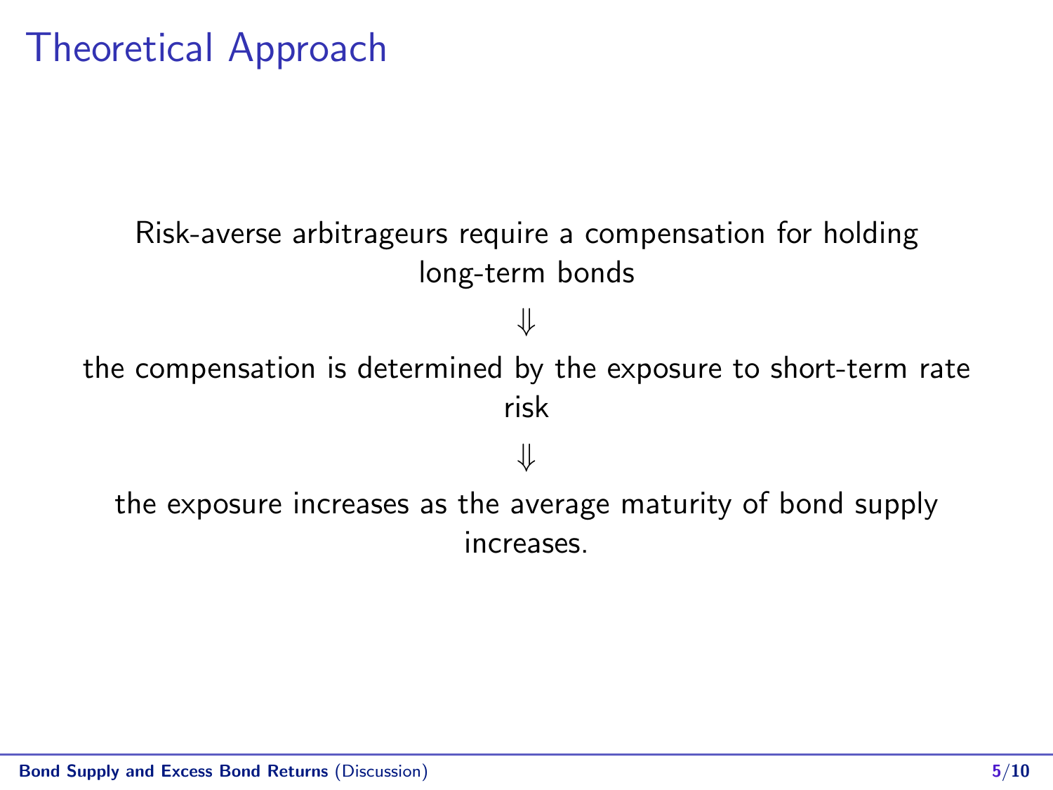# Theoretical Approach

Risk-averse arbitrageurs require a compensation for holding long-term bonds

$\Downarrow$

the compensation is determined by the exposure to short-term rate risk

$\Downarrow$

the exposure increases as the average maturity of bond supply increases.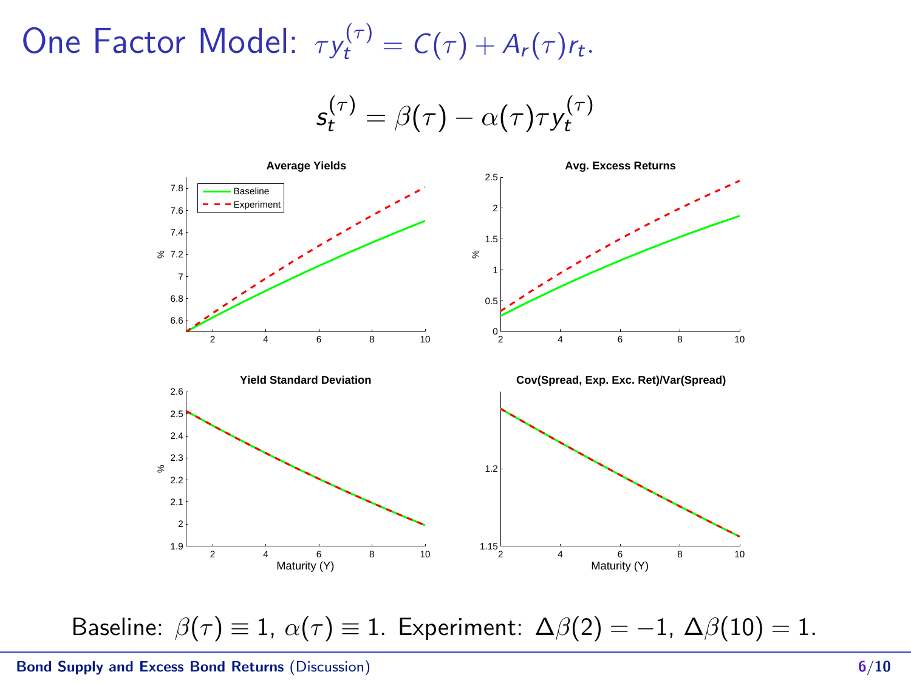# One Factor Model: $\tau y_t^{(\tau)} = C(\tau) + A_r(\tau) r_t$.

$$s_t^{(\tau)} = \beta(\tau) - \alpha(\tau)\tau y_t^{(\tau)}$$

Baseline: $\beta(\tau) \equiv 1$, $\alpha(\tau) \equiv 1$. Experiment: $\Delta\beta(2) = -1$, $\Delta\beta(10) = 1$.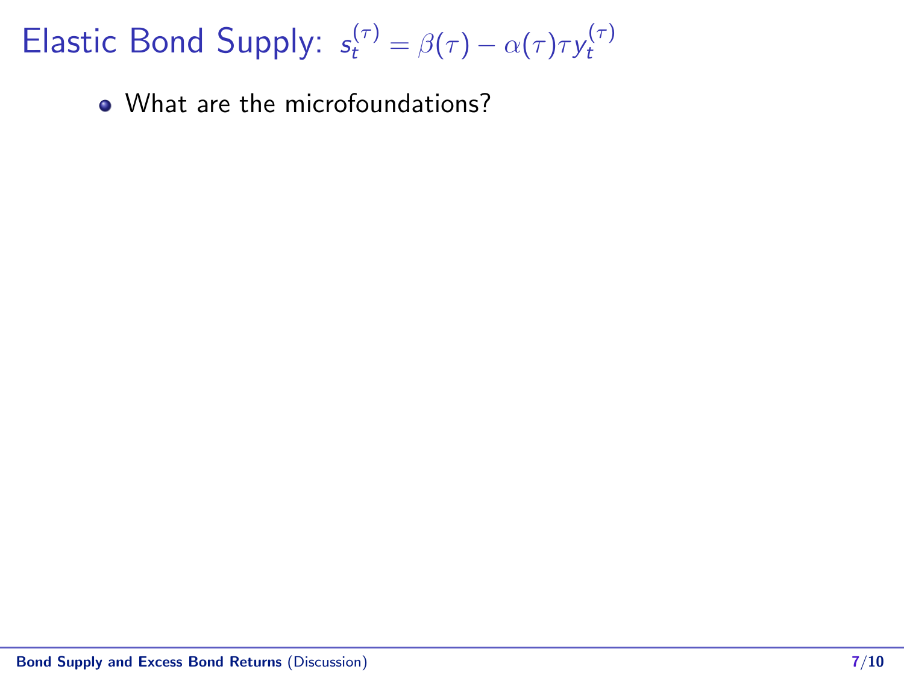# Elastic Bond Supply: $s_t^{(\tau)} = \beta(\tau) - \alpha(\tau)\tau y_t^{(\tau)}$

- What are the microfoundations?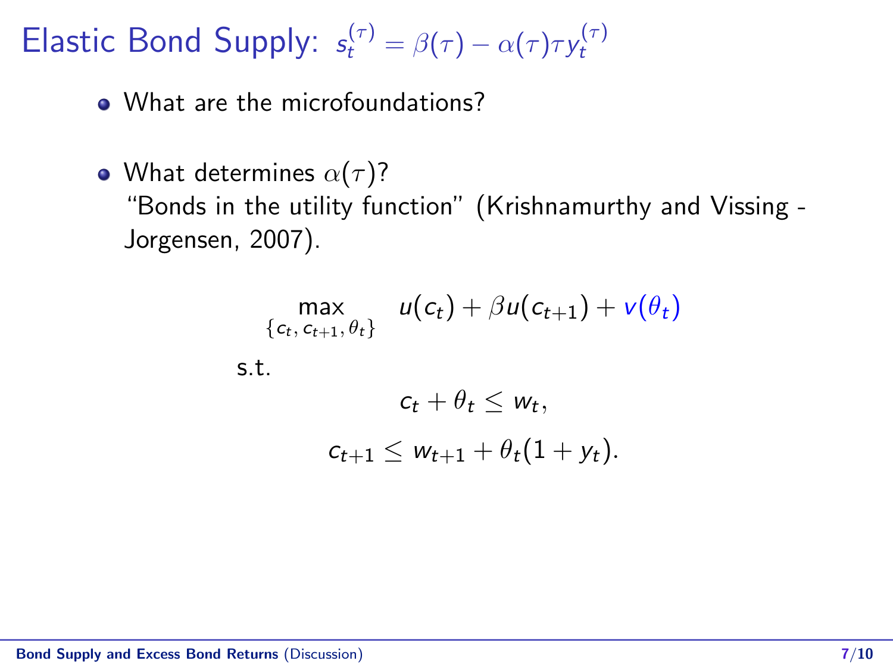# Elastic Bond Supply: $s_t^{(\tau)} = \beta(\tau) - \alpha(\tau)\tau y_t^{(\tau)}$

- What are the microfoundations?
- What determines $\alpha(\tau)$?
  "Bonds in the utility function" (Krishnamurthy and Vissing - Jorgensen, 2007).

$$\max_{\{c_t,\, c_{t+1},\, \theta_t\}} \quad u(c_t) + \beta u(c_{t+1}) + v(\theta_t)$$

s.t.

$$c_t + \theta_t \leq w_t,$$

$$c_{t+1} \leq w_{t+1} + \theta_t(1 + y_t).$$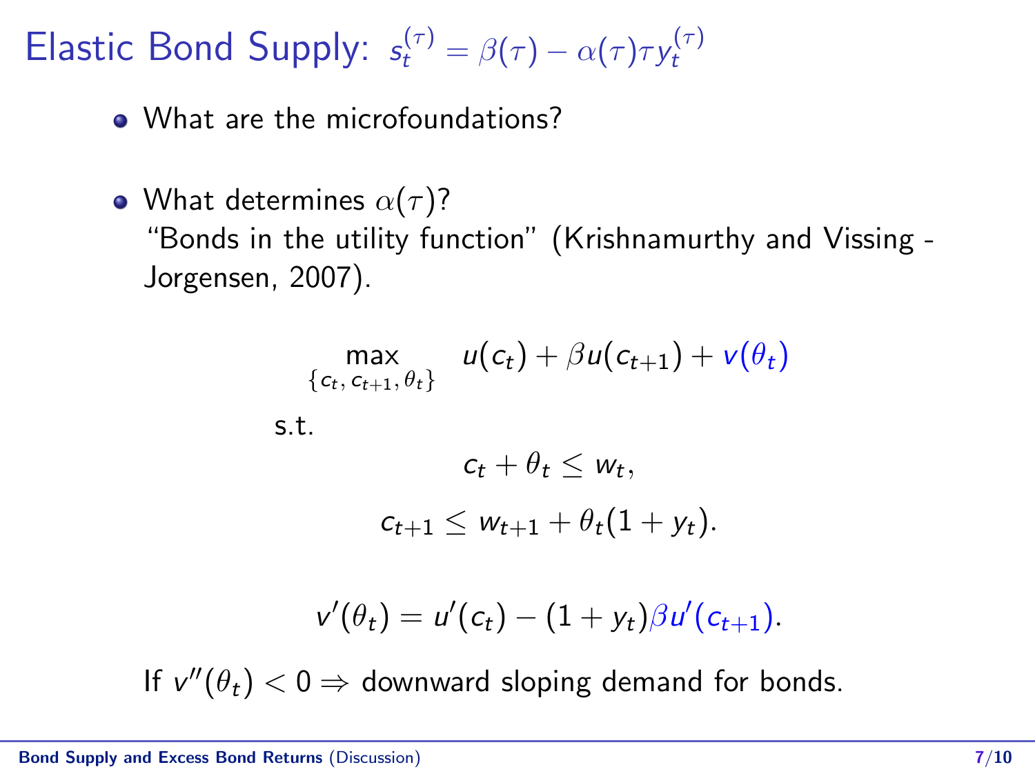# Elastic Bond Supply: $s_t^{(\tau)} = \beta(\tau) - \alpha(\tau)\tau y_t^{(\tau)}$

- What are the microfoundations?
- What determines $\alpha(\tau)$?
  "Bonds in the utility function" (Krishnamurthy and Vissing - Jorgensen, 2007).

$$\max_{\{c_t,\, c_{t+1},\, \theta_t\}} \quad u(c_t) + \beta u(c_{t+1}) + v(\theta_t)$$

s.t.

$$c_t + \theta_t \leq w_t,$$

$$c_{t+1} \leq w_{t+1} + \theta_t(1 + y_t).$$

$$v'(\theta_t) = u'(c_t) - (1 + y_t)\beta u'(c_{t+1}).$$

If $v''(\theta_t) < 0 \Rightarrow$ downward sloping demand for bonds.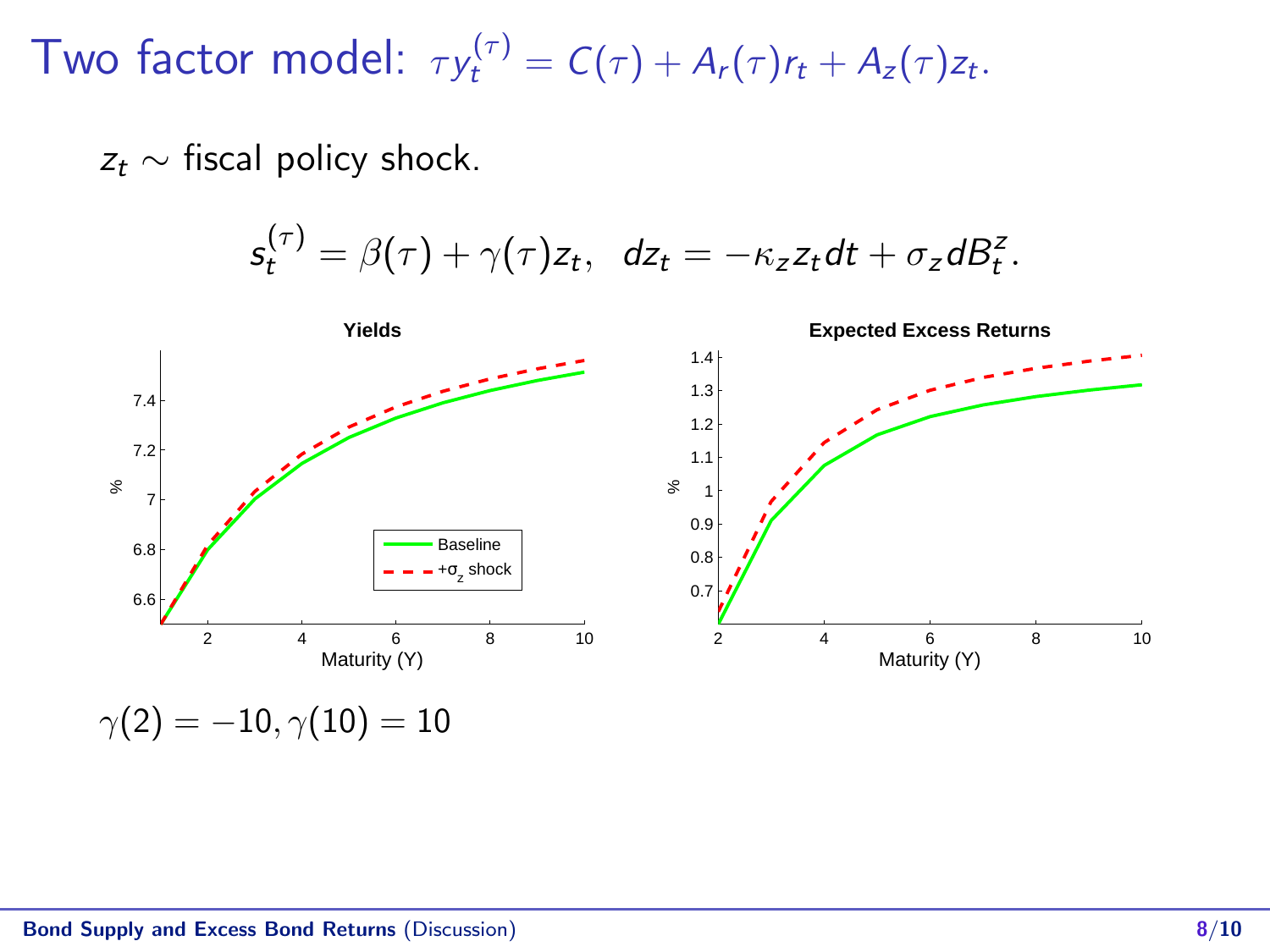# Two factor model: $\tau y_t^{(\tau)} = C(\tau) + A_r(\tau) r_t + A_z(\tau) z_t$.

$z_t \sim$ fiscal policy shock.

$$s_t^{(\tau)} = \beta(\tau) + \gamma(\tau) z_t, \quad dz_t = -\kappa_z z_t dt + \sigma_z dB_t^z.$$

$\gamma(2) = -10, \gamma(10) = 10$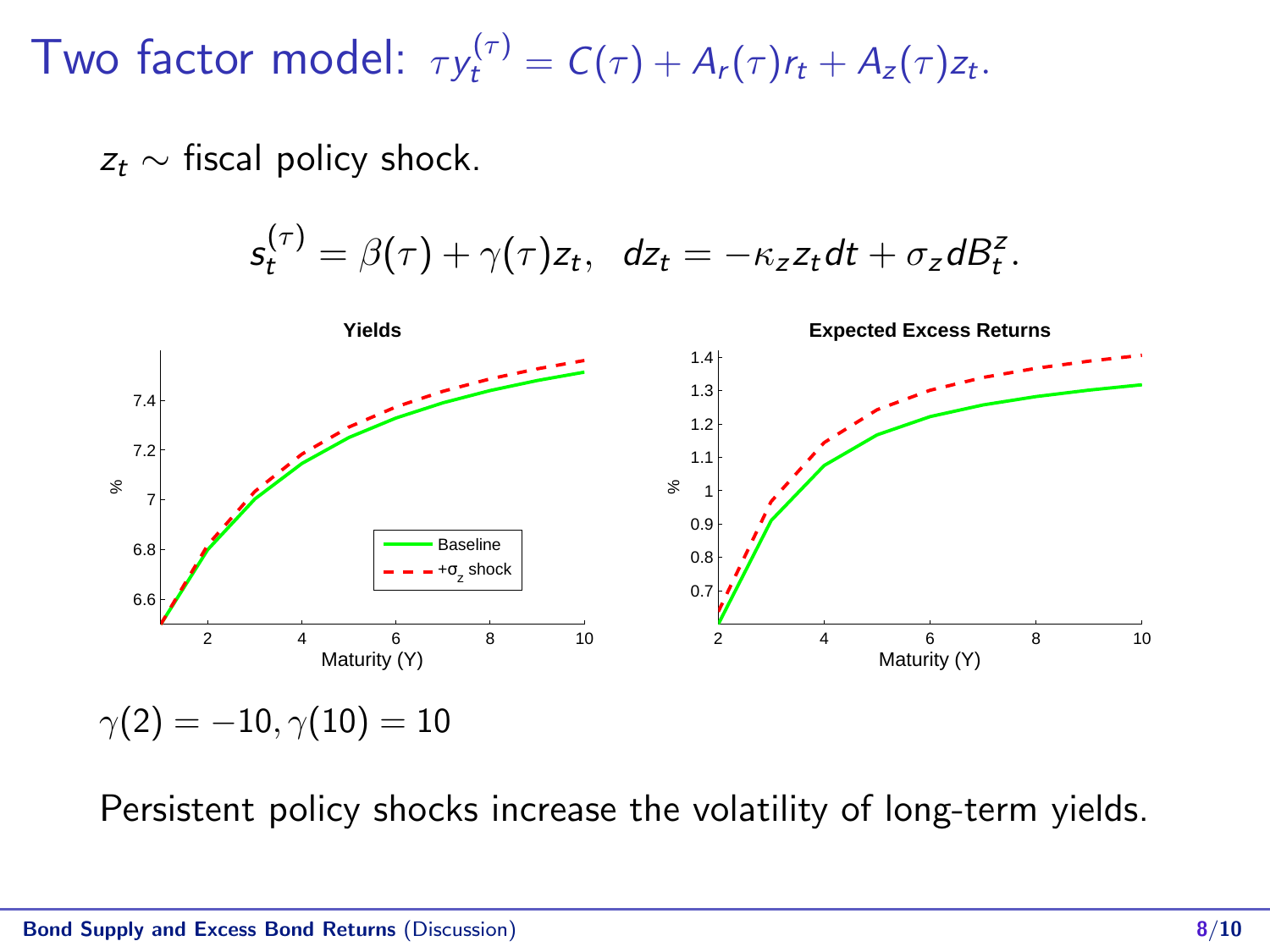# Two factor model: $\tau y_t^{(\tau)} = C(\tau) + A_r(\tau) r_t + A_z(\tau) z_t$.

$z_t \sim$ fiscal policy shock.

$$s_t^{(\tau)} = \beta(\tau) + \gamma(\tau) z_t, \quad dz_t = -\kappa_z z_t dt + \sigma_z dB_t^z.$$

$\gamma(2) = -10, \gamma(10) = 10$

Persistent policy shocks increase the volatility of long-term yields.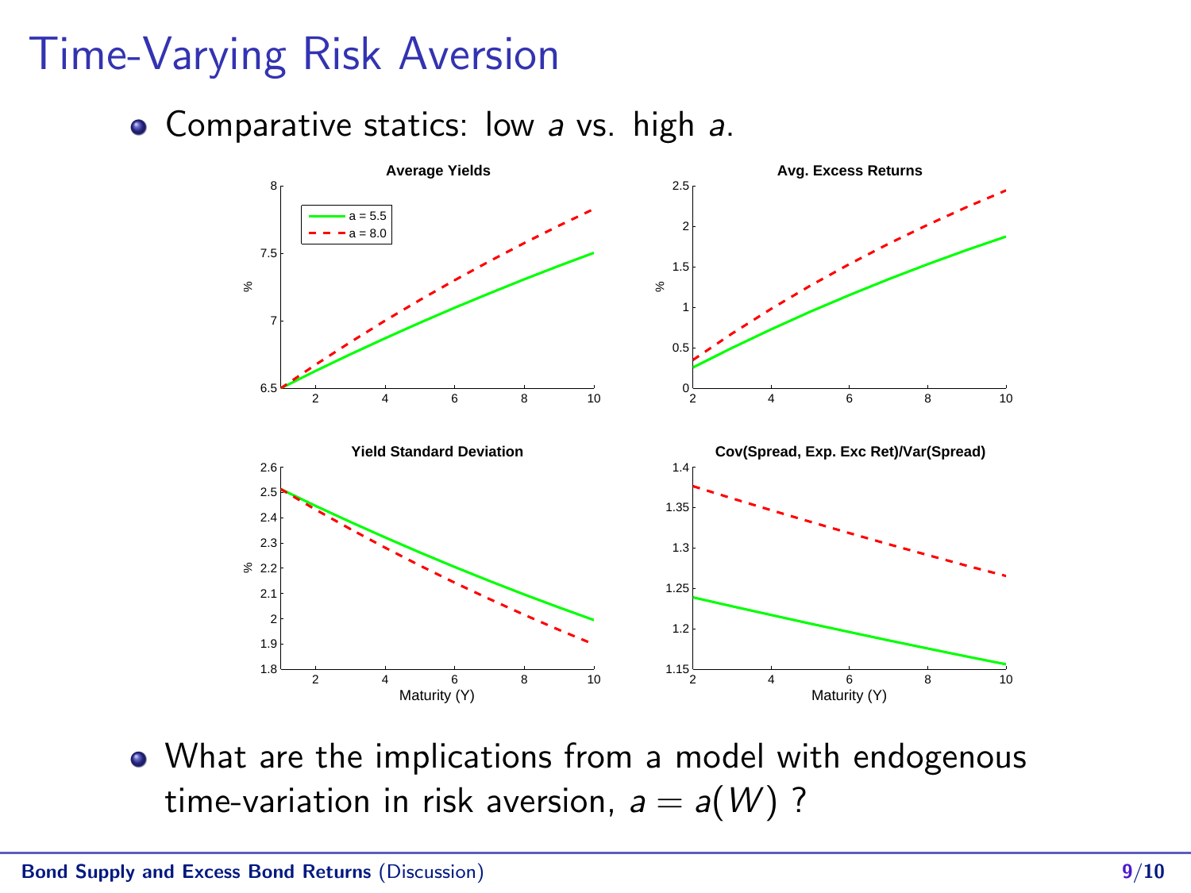# Time-Varying Risk Aversion

- Comparative statics: low $a$ vs. high $a$.

- What are the implications from a model with endogenous time-variation in risk aversion, $a = a(W)$ ?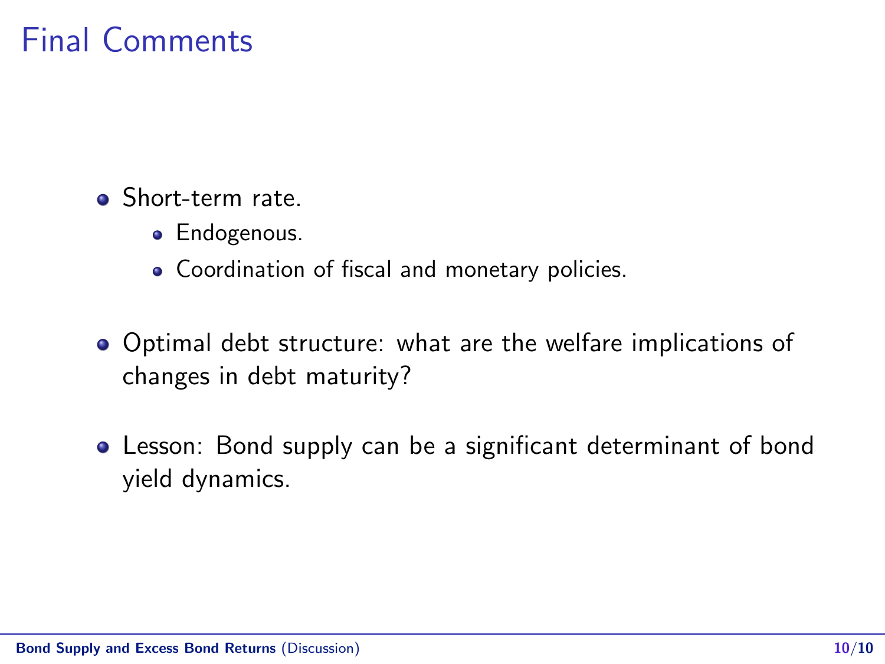# Final Comments

- Short-term rate.
  - Endogenous.
  - Coordination of fiscal and monetary policies.

- Optimal debt structure: what are the welfare implications of changes in debt maturity?

- Lesson: Bond supply can be a significant determinant of bond yield dynamics.